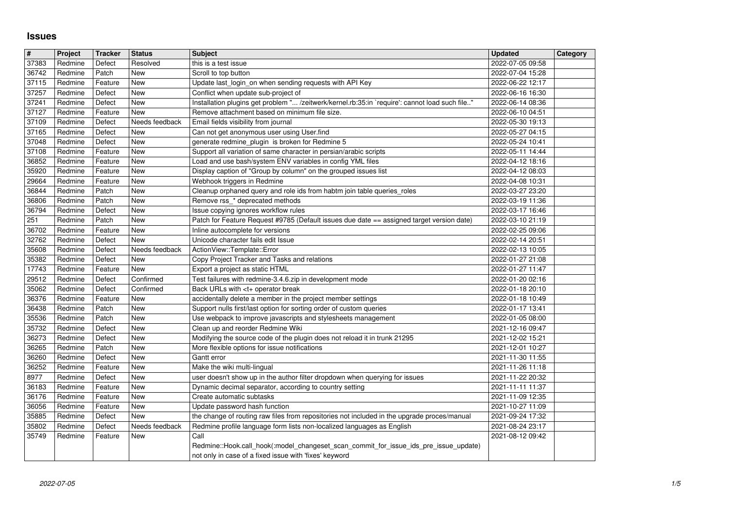# Issues

| # | Project | Tracker | Status | Subject | Updated | Category |
|---|---|---|---|---|---|---|
| 37383 | Redmine | Defect | Resolved | this is a test issue | 2022-07-05 09:58 | |
| 36742 | Redmine | Patch | New | Scroll to top button | 2022-07-04 15:28 | |
| 37115 | Redmine | Feature | New | Update last_login_on when sending requests with API Key | 2022-06-22 12:17 | |
| 37257 | Redmine | Defect | New | Conflict when update sub-project of | 2022-06-16 16:30 | |
| 37241 | Redmine | Defect | New | Installation plugins get problem "... /zeitwerk/kernel.rb:35:in `require': cannot load such file.." | 2022-06-14 08:36 | |
| 37127 | Redmine | Feature | New | Remove attachment based on minimum file size. | 2022-06-10 04:51 | |
| 37109 | Redmine | Defect | Needs feedback | Email fields visibility from journal | 2022-05-30 19:13 | |
| 37165 | Redmine | Defect | New | Can not get anonymous user using User.find | 2022-05-27 04:15 | |
| 37048 | Redmine | Defect | New | generate redmine_plugin is broken for Redmine 5 | 2022-05-24 10:41 | |
| 37108 | Redmine | Feature | New | Support all variation of same character in persian/arabic scripts | 2022-05-11 14:44 | |
| 36852 | Redmine | Feature | New | Load and use bash/system ENV variables in config YML files | 2022-04-12 18:16 | |
| 35920 | Redmine | Feature | New | Display caption of "Group by column" on the grouped issues list | 2022-04-12 08:03 | |
| 29664 | Redmine | Feature | New | Webhook triggers in Redmine | 2022-04-08 10:31 | |
| 36844 | Redmine | Patch | New | Cleanup orphaned query and role ids from habtm join table queries_roles | 2022-03-27 23:20 | |
| 36806 | Redmine | Patch | New | Remove rss_* deprecated methods | 2022-03-19 11:36 | |
| 36794 | Redmine | Defect | New | Issue copying ignores workflow rules | 2022-03-17 16:46 | |
| 251 | Redmine | Patch | New | Patch for Feature Request #9785 (Default issues due date == assigned target version date) | 2022-03-10 21:19 | |
| 36702 | Redmine | Feature | New | Inline autocomplete for versions | 2022-02-25 09:06 | |
| 32762 | Redmine | Defect | New | Unicode character fails edit Issue | 2022-02-14 20:51 | |
| 35608 | Redmine | Defect | Needs feedback | ActionView::Template::Error | 2022-02-13 10:05 | |
| 35382 | Redmine | Defect | New | Copy Project Tracker and Tasks and relations | 2022-01-27 21:08 | |
| 17743 | Redmine | Feature | New | Export a project as static HTML | 2022-01-27 11:47 | |
| 29512 | Redmine | Defect | Confirmed | Test failures with redmine-3.4.6.zip in development mode | 2022-01-20 02:16 | |
| 35062 | Redmine | Defect | Confirmed | Back URLs with <t+ operator break | 2022-01-18 20:10 | |
| 36376 | Redmine | Feature | New | accidentally delete a member in the project member settings | 2022-01-18 10:49 | |
| 36438 | Redmine | Patch | New | Support nulls first/last option for sorting order of custom queries | 2022-01-17 13:41 | |
| 35536 | Redmine | Patch | New | Use webpack to improve javascripts and stylesheets management | 2022-01-05 08:00 | |
| 35732 | Redmine | Defect | New | Clean up and reorder Redmine Wiki | 2021-12-16 09:47 | |
| 36273 | Redmine | Defect | New | Modifying the source code of the plugin does not reload it in trunk 21295 | 2021-12-02 15:21 | |
| 36265 | Redmine | Patch | New | More flexible options for issue notifications | 2021-12-01 10:27 | |
| 36260 | Redmine | Defect | New | Gantt error | 2021-11-30 11:55 | |
| 36252 | Redmine | Feature | New | Make the wiki multi-lingual | 2021-11-26 11:18 | |
| 8977 | Redmine | Defect | New | user doesn't show up in the author filter dropdown when querying for issues | 2021-11-22 20:32 | |
| 36183 | Redmine | Feature | New | Dynamic decimal separator, according to country setting | 2021-11-11 11:37 | |
| 36176 | Redmine | Feature | New | Create automatic subtasks | 2021-11-09 12:35 | |
| 36056 | Redmine | Feature | New | Update password hash function | 2021-10-27 11:09 | |
| 35885 | Redmine | Defect | New | the change of routing raw files from repositories not included in the upgrade proces/manual | 2021-09-24 17:32 | |
| 35802 | Redmine | Defect | Needs feedback | Redmine profile language form lists non-localized languages as English | 2021-08-24 23:17 | |
| 35749 | Redmine | Feature | New | Call Redmine::Hook.call_hook(:model_changeset_scan_commit_for_issue_ids_pre_issue_update) not only in case of a fixed issue with 'fixes' keyword | 2021-08-12 09:42 | |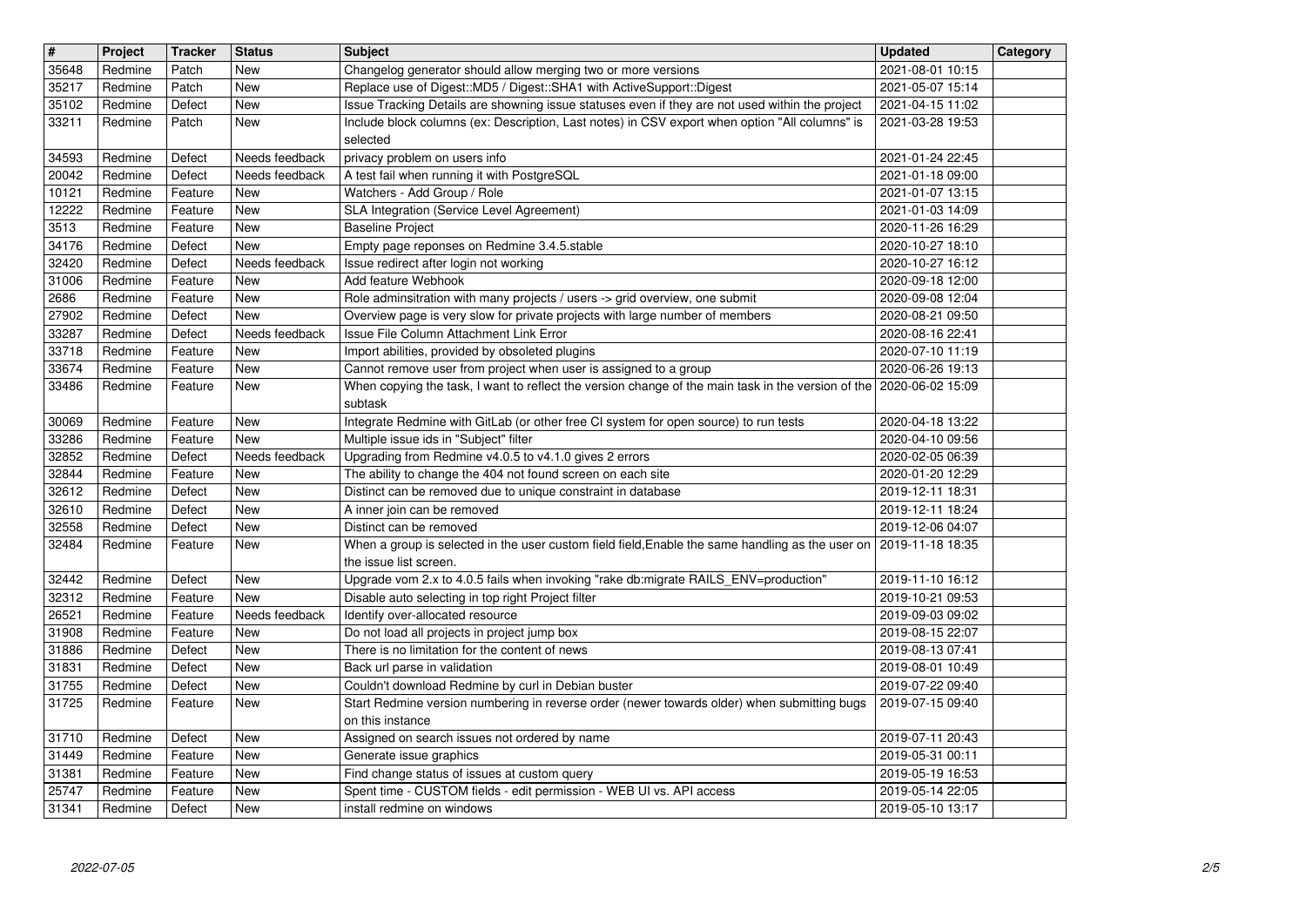| # | Project | Tracker | Status | Subject | Updated | Category |
|---|---|---|---|---|---|---|
| 35648 | Redmine | Patch | New | Changelog generator should allow merging two or more versions | 2021-08-01 10:15 | |
| 35217 | Redmine | Patch | New | Replace use of Digest::MD5 / Digest::SHA1 with ActiveSupport::Digest | 2021-05-07 15:14 | |
| 35102 | Redmine | Defect | New | Issue Tracking Details are showning issue statuses even if they are not used within the project | 2021-04-15 11:02 | |
| 33211 | Redmine | Patch | New | Include block columns (ex: Description, Last notes) in CSV export when option "All columns" is selected | 2021-03-28 19:53 | |
| 34593 | Redmine | Defect | Needs feedback | privacy problem on users info | 2021-01-24 22:45 | |
| 20042 | Redmine | Defect | Needs feedback | A test fail when running it with PostgreSQL | 2021-01-18 09:00 | |
| 10121 | Redmine | Feature | New | Watchers - Add Group / Role | 2021-01-07 13:15 | |
| 12222 | Redmine | Feature | New | SLA Integration (Service Level Agreement) | 2021-01-03 14:09 | |
| 3513 | Redmine | Feature | New | Baseline Project | 2020-11-26 16:29 | |
| 34176 | Redmine | Defect | New | Empty page reponses on Redmine 3.4.5.stable | 2020-10-27 18:10 | |
| 32420 | Redmine | Defect | Needs feedback | Issue redirect after login not working | 2020-10-27 16:12 | |
| 31006 | Redmine | Feature | New | Add feature Webhook | 2020-09-18 12:00 | |
| 2686 | Redmine | Feature | New | Role adminsitration with many projects / users -> grid overview, one submit | 2020-09-08 12:04 | |
| 27902 | Redmine | Defect | New | Overview page is very slow for private projects with large number of members | 2020-08-21 09:50 | |
| 33287 | Redmine | Defect | Needs feedback | Issue File Column Attachment Link Error | 2020-08-16 22:41 | |
| 33718 | Redmine | Feature | New | Import abilities, provided by obsoleted plugins | 2020-07-10 11:19 | |
| 33674 | Redmine | Feature | New | Cannot remove user from project when user is assigned to a group | 2020-06-26 19:13 | |
| 33486 | Redmine | Feature | New | When copying the task, I want to reflect the version change of the main task in the version of the subtask | 2020-06-02 15:09 | |
| 30069 | Redmine | Feature | New | Integrate Redmine with GitLab (or other free CI system for open source) to run tests | 2020-04-18 13:22 | |
| 33286 | Redmine | Feature | New | Multiple issue ids in "Subject" filter | 2020-04-10 09:56 | |
| 32852 | Redmine | Defect | Needs feedback | Upgrading from Redmine v4.0.5 to v4.1.0 gives 2 errors | 2020-02-05 06:39 | |
| 32844 | Redmine | Feature | New | The ability to change the 404 not found screen on each site | 2020-01-20 12:29 | |
| 32612 | Redmine | Defect | New | Distinct can be removed due to unique constraint in database | 2019-12-11 18:31 | |
| 32610 | Redmine | Defect | New | A inner join can be removed | 2019-12-11 18:24 | |
| 32558 | Redmine | Defect | New | Distinct can be removed | 2019-12-06 04:07 | |
| 32484 | Redmine | Feature | New | When a group is selected in the user custom field field,Enable the same handling as the user on the issue list screen. | 2019-11-18 18:35 | |
| 32442 | Redmine | Defect | New | Upgrade vom 2.x to 4.0.5 fails when invoking "rake db:migrate RAILS_ENV=production" | 2019-11-10 16:12 | |
| 32312 | Redmine | Feature | New | Disable auto selecting in top right Project filter | 2019-10-21 09:53 | |
| 26521 | Redmine | Feature | Needs feedback | Identify over-allocated resource | 2019-09-03 09:02 | |
| 31908 | Redmine | Feature | New | Do not load all projects in project jump box | 2019-08-15 22:07 | |
| 31886 | Redmine | Defect | New | There is no limitation for the content of news | 2019-08-13 07:41 | |
| 31831 | Redmine | Defect | New | Back url parse in validation | 2019-08-01 10:49 | |
| 31755 | Redmine | Defect | New | Couldn't download Redmine by curl in Debian buster | 2019-07-22 09:40 | |
| 31725 | Redmine | Feature | New | Start Redmine version numbering in reverse order (newer towards older) when submitting bugs on this instance | 2019-07-15 09:40 | |
| 31710 | Redmine | Defect | New | Assigned on search issues not ordered by name | 2019-07-11 20:43 | |
| 31449 | Redmine | Feature | New | Generate issue graphics | 2019-05-31 00:11 | |
| 31381 | Redmine | Feature | New | Find change status of issues at custom query | 2019-05-19 16:53 | |
| 25747 | Redmine | Feature | New | Spent time - CUSTOM fields - edit permission - WEB UI vs. API access | 2019-05-14 22:05 | |
| 31341 | Redmine | Defect | New | install redmine on windows | 2019-05-10 13:17 | |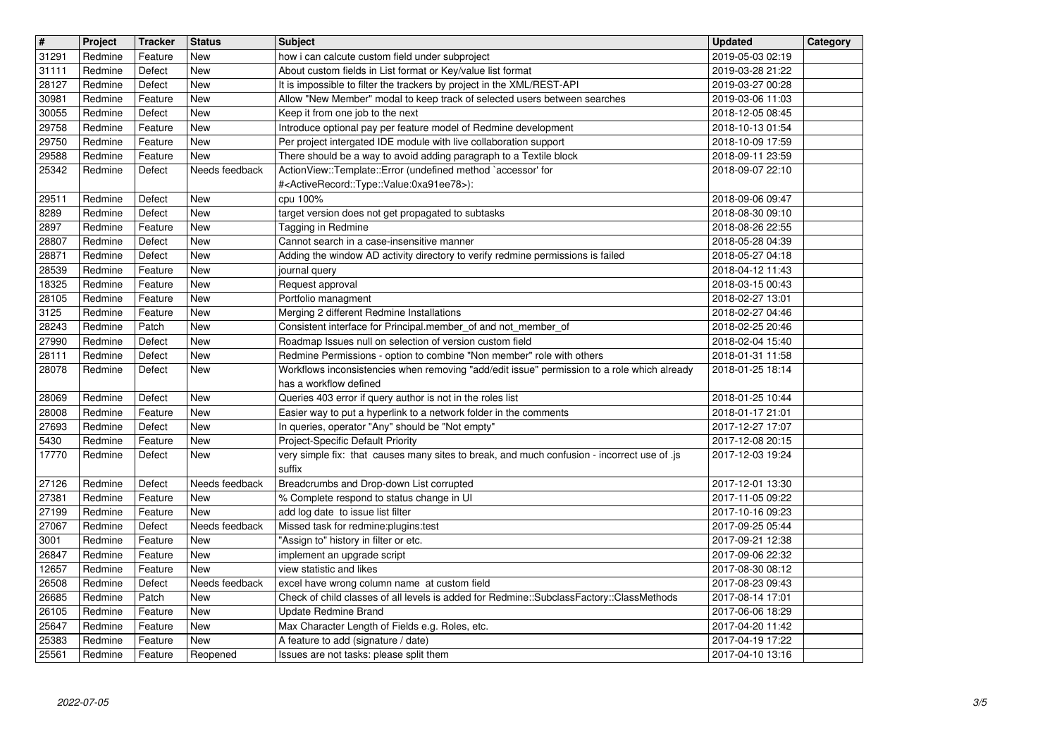| # | Project | Tracker | Status | Subject | Updated | Category |
|---|---|---|---|---|---|---|
| 31291 | Redmine | Feature | New | how i can calcute custom field under subproject | 2019-05-03 02:19 | |
| 31111 | Redmine | Defect | New | About custom fields in List format or Key/value list format | 2019-03-28 21:22 | |
| 28127 | Redmine | Defect | New | It is impossible to filter the trackers by project in the XML/REST-API | 2019-03-27 00:28 | |
| 30981 | Redmine | Feature | New | Allow "New Member" modal to keep track of selected users between searches | 2019-03-06 11:03 | |
| 30055 | Redmine | Defect | New | Keep it from one job to the next | 2018-12-05 08:45 | |
| 29758 | Redmine | Feature | New | Introduce optional pay per feature model of Redmine development | 2018-10-13 01:54 | |
| 29750 | Redmine | Feature | New | Per project intergated IDE module with live collaboration support | 2018-10-09 17:59 | |
| 29588 | Redmine | Feature | New | There should be a way to avoid adding paragraph to a Textile block | 2018-09-11 23:59 | |
| 25342 | Redmine | Defect | Needs feedback | ActionView::Template::Error (undefined method `accessor' for #<ActiveRecord::Type::Value:0xa91ee78>): | 2018-09-07 22:10 | |
| 29511 | Redmine | Defect | New | cpu 100% | 2018-09-06 09:47 | |
| 8289 | Redmine | Defect | New | target version does not get propagated to subtasks | 2018-08-30 09:10 | |
| 2897 | Redmine | Feature | New | Tagging in Redmine | 2018-08-26 22:55 | |
| 28807 | Redmine | Defect | New | Cannot search in a case-insensitive manner | 2018-05-28 04:39 | |
| 28871 | Redmine | Defect | New | Adding the window AD activity directory to verify redmine permissions is failed | 2018-05-27 04:18 | |
| 28539 | Redmine | Feature | New | journal query | 2018-04-12 11:43 | |
| 18325 | Redmine | Feature | New | Request approval | 2018-03-15 00:43 | |
| 28105 | Redmine | Feature | New | Portfolio managment | 2018-02-27 13:01 | |
| 3125 | Redmine | Feature | New | Merging 2 different Redmine Installations | 2018-02-27 04:46 | |
| 28243 | Redmine | Patch | New | Consistent interface for Principal.member_of and not_member_of | 2018-02-25 20:46 | |
| 27990 | Redmine | Defect | New | Roadmap Issues null on selection of version custom field | 2018-02-04 15:40 | |
| 28111 | Redmine | Defect | New | Redmine Permissions - option to combine "Non member" role with others | 2018-01-31 11:58 | |
| 28078 | Redmine | Defect | New | Workflows inconsistencies when removing "add/edit issue" permission to a role which already has a workflow defined | 2018-01-25 18:14 | |
| 28069 | Redmine | Defect | New | Queries 403 error if query author is not in the roles list | 2018-01-25 10:44 | |
| 28008 | Redmine | Feature | New | Easier way to put a hyperlink to a network folder in the comments | 2018-01-17 21:01 | |
| 27693 | Redmine | Defect | New | In queries, operator "Any" should be "Not empty" | 2017-12-27 17:07 | |
| 5430 | Redmine | Feature | New | Project-Specific Default Priority | 2017-12-08 20:15 | |
| 17770 | Redmine | Defect | New | very simple fix: that causes many sites to break, and much confusion - incorrect use of .js suffix | 2017-12-03 19:24 | |
| 27126 | Redmine | Defect | Needs feedback | Breadcrumbs and Drop-down List corrupted | 2017-12-01 13:30 | |
| 27381 | Redmine | Feature | New | % Complete respond to status change in UI | 2017-11-05 09:22 | |
| 27199 | Redmine | Feature | New | add log date to issue list filter | 2017-10-16 09:23 | |
| 27067 | Redmine | Defect | Needs feedback | Missed task for redmine:plugins:test | 2017-09-25 05:44 | |
| 3001 | Redmine | Feature | New | "Assign to" history in filter or etc. | 2017-09-21 12:38 | |
| 26847 | Redmine | Feature | New | implement an upgrade script | 2017-09-06 22:32 | |
| 12657 | Redmine | Feature | New | view statistic and likes | 2017-08-30 08:12 | |
| 26508 | Redmine | Defect | Needs feedback | excel have wrong column name at custom field | 2017-08-23 09:43 | |
| 26685 | Redmine | Patch | New | Check of child classes of all levels is added for Redmine::SubclassFactory::ClassMethods | 2017-08-14 17:01 | |
| 26105 | Redmine | Feature | New | Update Redmine Brand | 2017-06-06 18:29 | |
| 25647 | Redmine | Feature | New | Max Character Length of Fields e.g. Roles, etc. | 2017-04-20 11:42 | |
| 25383 | Redmine | Feature | New | A feature to add (signature / date) | 2017-04-19 17:22 | |
| 25561 | Redmine | Feature | Reopened | Issues are not tasks: please split them | 2017-04-10 13:16 | |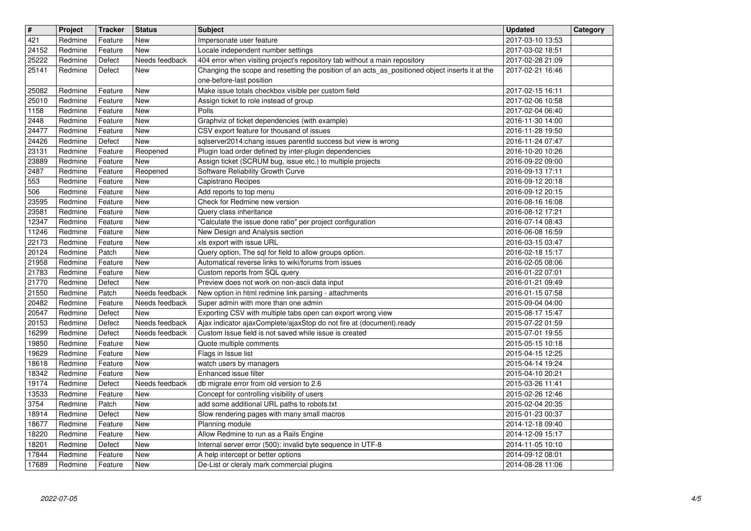| # | Project | Tracker | Status | Subject | Updated | Category |
|---|---|---|---|---|---|---|
| 421 | Redmine | Feature | New | Impersonate user feature | 2017-03-10 13:53 | |
| 24152 | Redmine | Feature | New | Locale independent number settings | 2017-03-02 18:51 | |
| 25222 | Redmine | Defect | Needs feedback | 404 error when visiting project's repository tab without a main repository | 2017-02-28 21:09 | |
| 25141 | Redmine | Defect | New | Changing the scope and resetting the position of an acts_as_positioned object inserts it at the one-before-last position | 2017-02-21 16:46 | |
| 25082 | Redmine | Feature | New | Make issue totals checkbox visible per custom field | 2017-02-15 16:11 | |
| 25010 | Redmine | Feature | New | Assign ticket to role instead of group | 2017-02-06 10:58 | |
| 1158 | Redmine | Feature | New | Polls | 2017-02-04 06:40 | |
| 2448 | Redmine | Feature | New | Graphviz of ticket dependencies (with example) | 2016-11-30 14:00 | |
| 24477 | Redmine | Feature | New | CSV export feature for thousand of issues | 2016-11-28 19:50 | |
| 24426 | Redmine | Defect | New | sqlserver2014:chang issues parentId success but view is wrong | 2016-11-24 07:47 | |
| 23131 | Redmine | Feature | Reopened | Plugin load order defined by inter-plugin dependencies | 2016-10-20 10:26 | |
| 23889 | Redmine | Feature | New | Assign ticket (SCRUM bug, issue etc.) to multiple projects | 2016-09-22 09:00 | |
| 2487 | Redmine | Feature | Reopened | Software Reliability Growth Curve | 2016-09-13 17:11 | |
| 553 | Redmine | Feature | New | Capistrano Recipes | 2016-09-12 20:18 | |
| 506 | Redmine | Feature | New | Add reports to top menu | 2016-09-12 20:15 | |
| 23595 | Redmine | Feature | New | Check for Redmine new version | 2016-08-16 16:08 | |
| 23581 | Redmine | Feature | New | Query class inheritance | 2016-08-12 17:21 | |
| 12347 | Redmine | Feature | New | "Calculate the issue done ratio" per project configuration | 2016-07-14 08:43 | |
| 11246 | Redmine | Feature | New | New Design and Analysis section | 2016-06-08 16:59 | |
| 22173 | Redmine | Feature | New | xls export with issue URL | 2016-03-15 03:47 | |
| 20124 | Redmine | Patch | New | Query option, The sql for field to allow groups option. | 2016-02-18 15:17 | |
| 21958 | Redmine | Feature | New | Automatical reverse links to wiki/forums from issues | 2016-02-05 08:06 | |
| 21783 | Redmine | Feature | New | Custom reports from SQL query | 2016-01-22 07:01 | |
| 21770 | Redmine | Defect | New | Preview does not work on non-ascii data input | 2016-01-21 09:49 | |
| 21550 | Redmine | Patch | Needs feedback | New option in html redmine link parsing - attachments | 2016-01-15 07:58 | |
| 20482 | Redmine | Feature | Needs feedback | Super admin with more than one admin | 2015-09-04 04:00 | |
| 20547 | Redmine | Defect | New | Exporting CSV with multiple tabs open can export wrong view | 2015-08-17 15:47 | |
| 20153 | Redmine | Defect | Needs feedback | Ajax indicator ajaxComplete/ajaxStop do not fire at (document).ready | 2015-07-22 01:59 | |
| 16299 | Redmine | Defect | Needs feedback | Custom Issue field is not saved while issue is created | 2015-07-01 19:55 | |
| 19850 | Redmine | Feature | New | Quote multiple comments | 2015-05-15 10:18 | |
| 19629 | Redmine | Feature | New | Flags in Issue list | 2015-04-15 12:25 | |
| 18618 | Redmine | Feature | New | watch users by managers | 2015-04-14 19:24 | |
| 18342 | Redmine | Feature | New | Enhanced issue filter | 2015-04-10 20:21 | |
| 19174 | Redmine | Defect | Needs feedback | db migrate error from old version to 2.6 | 2015-03-26 11:41 | |
| 13533 | Redmine | Feature | New | Concept for controlling visibility of users | 2015-02-26 12:46 | |
| 3754 | Redmine | Patch | New | add some additional URL paths to robots.txt | 2015-02-04 20:35 | |
| 18914 | Redmine | Defect | New | Slow rendering pages with many small macros | 2015-01-23 00:37 | |
| 18677 | Redmine | Feature | New | Planning module | 2014-12-18 09:40 | |
| 18220 | Redmine | Feature | New | Allow Redmine to run as a Rails Engine | 2014-12-09 15:17 | |
| 18201 | Redmine | Defect | New | Internal server error (500): invalid byte sequence in UTF-8 | 2014-11-05 10:10 | |
| 17844 | Redmine | Feature | New | A help intercept or better options | 2014-09-12 08:01 | |
| 17689 | Redmine | Feature | New | De-List or cleraly mark commercial plugins | 2014-08-28 11:06 | |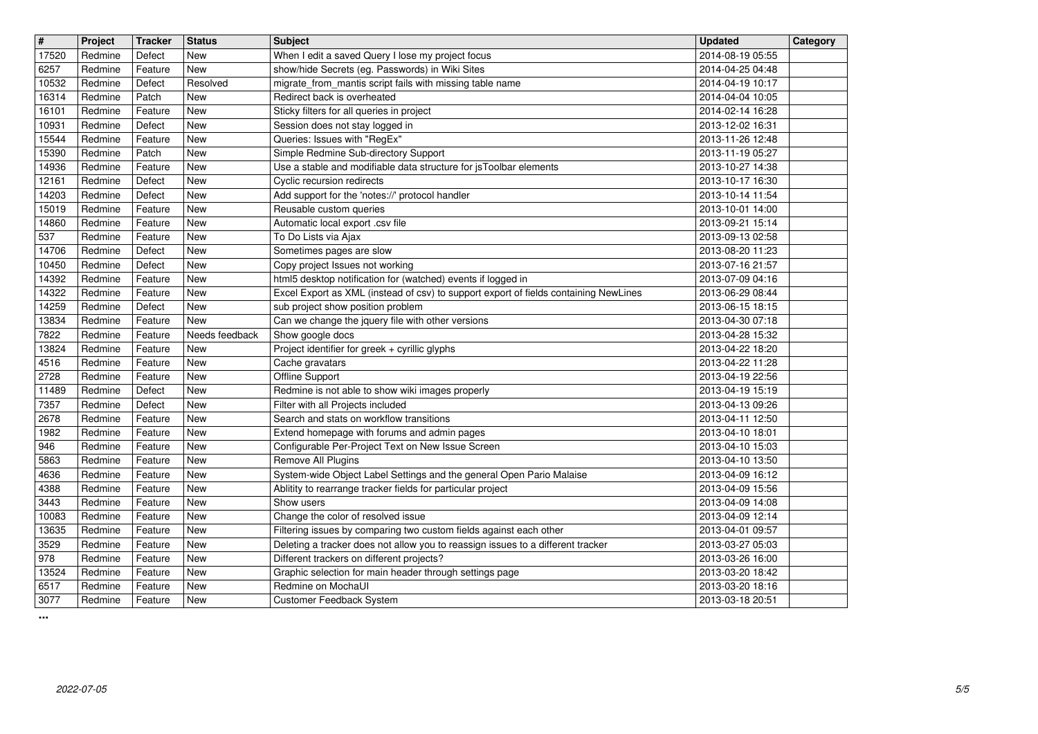| # | Project | Tracker | Status | Subject | Updated | Category |
|---|---|---|---|---|---|---|
| 17520 | Redmine | Defect | New | When I edit a saved Query I lose my project focus | 2014-08-19 05:55 | |
| 6257 | Redmine | Feature | New | show/hide Secrets (eg. Passwords) in Wiki Sites | 2014-04-25 04:48 | |
| 10532 | Redmine | Defect | Resolved | migrate_from_mantis script fails with missing table name | 2014-04-19 10:17 | |
| 16314 | Redmine | Patch | New | Redirect back is overheated | 2014-04-04 10:05 | |
| 16101 | Redmine | Feature | New | Sticky filters for all queries in project | 2014-02-14 16:28 | |
| 10931 | Redmine | Defect | New | Session does not stay logged in | 2013-12-02 16:31 | |
| 15544 | Redmine | Feature | New | Queries: Issues with "RegEx" | 2013-11-26 12:48 | |
| 15390 | Redmine | Patch | New | Simple Redmine Sub-directory Support | 2013-11-19 05:27 | |
| 14936 | Redmine | Feature | New | Use a stable and modifiable data structure for jsToolbar elements | 2013-10-27 14:38 | |
| 12161 | Redmine | Defect | New | Cyclic recursion redirects | 2013-10-17 16:30 | |
| 14203 | Redmine | Defect | New | Add support for the 'notes://' protocol handler | 2013-10-14 11:54 | |
| 15019 | Redmine | Feature | New | Reusable custom queries | 2013-10-01 14:00 | |
| 14860 | Redmine | Feature | New | Automatic local export .csv file | 2013-09-21 15:14 | |
| 537 | Redmine | Feature | New | To Do Lists via Ajax | 2013-09-13 02:58 | |
| 14706 | Redmine | Defect | New | Sometimes pages are slow | 2013-08-20 11:23 | |
| 10450 | Redmine | Defect | New | Copy project Issues not working | 2013-07-16 21:57 | |
| 14392 | Redmine | Feature | New | html5 desktop notification for (watched) events if logged in | 2013-07-09 04:16 | |
| 14322 | Redmine | Feature | New | Excel Export as XML (instead of csv) to support export of fields containing NewLines | 2013-06-29 08:44 | |
| 14259 | Redmine | Defect | New | sub project show position problem | 2013-06-15 18:15 | |
| 13834 | Redmine | Feature | New | Can we change the jquery file with other versions | 2013-04-30 07:18 | |
| 7822 | Redmine | Feature | Needs feedback | Show google docs | 2013-04-28 15:32 | |
| 13824 | Redmine | Feature | New | Project identifier for greek + cyrillic glyphs | 2013-04-22 18:20 | |
| 4516 | Redmine | Feature | New | Cache gravatars | 2013-04-22 11:28 | |
| 2728 | Redmine | Feature | New | Offline Support | 2013-04-19 22:56 | |
| 11489 | Redmine | Defect | New | Redmine is not able to show wiki images properly | 2013-04-19 15:19 | |
| 7357 | Redmine | Defect | New | Filter with all Projects included | 2013-04-13 09:26 | |
| 2678 | Redmine | Feature | New | Search and stats on workflow transitions | 2013-04-11 12:50 | |
| 1982 | Redmine | Feature | New | Extend homepage with forums and admin pages | 2013-04-10 18:01 | |
| 946 | Redmine | Feature | New | Configurable Per-Project Text on New Issue Screen | 2013-04-10 15:03 | |
| 5863 | Redmine | Feature | New | Remove All Plugins | 2013-04-10 13:50 | |
| 4636 | Redmine | Feature | New | System-wide Object Label Settings and the general Open Pario Malaise | 2013-04-09 16:12 | |
| 4388 | Redmine | Feature | New | Ablitity to rearrange tracker fields for particular project | 2013-04-09 15:56 | |
| 3443 | Redmine | Feature | New | Show users | 2013-04-09 14:08 | |
| 10083 | Redmine | Feature | New | Change the color of resolved issue | 2013-04-09 12:14 | |
| 13635 | Redmine | Feature | New | Filtering issues by comparing two custom fields against each other | 2013-04-01 09:57 | |
| 3529 | Redmine | Feature | New | Deleting a tracker does not allow you to reassign issues to a different tracker | 2013-03-27 05:03 | |
| 978 | Redmine | Feature | New | Different trackers on different projects? | 2013-03-26 16:00 | |
| 13524 | Redmine | Feature | New | Graphic selection for main header through settings page | 2013-03-20 18:42 | |
| 6517 | Redmine | Feature | New | Redmine on MochaUI | 2013-03-20 18:16 | |
| 3077 | Redmine | Feature | New | Customer Feedback System | 2013-03-18 20:51 | |

...